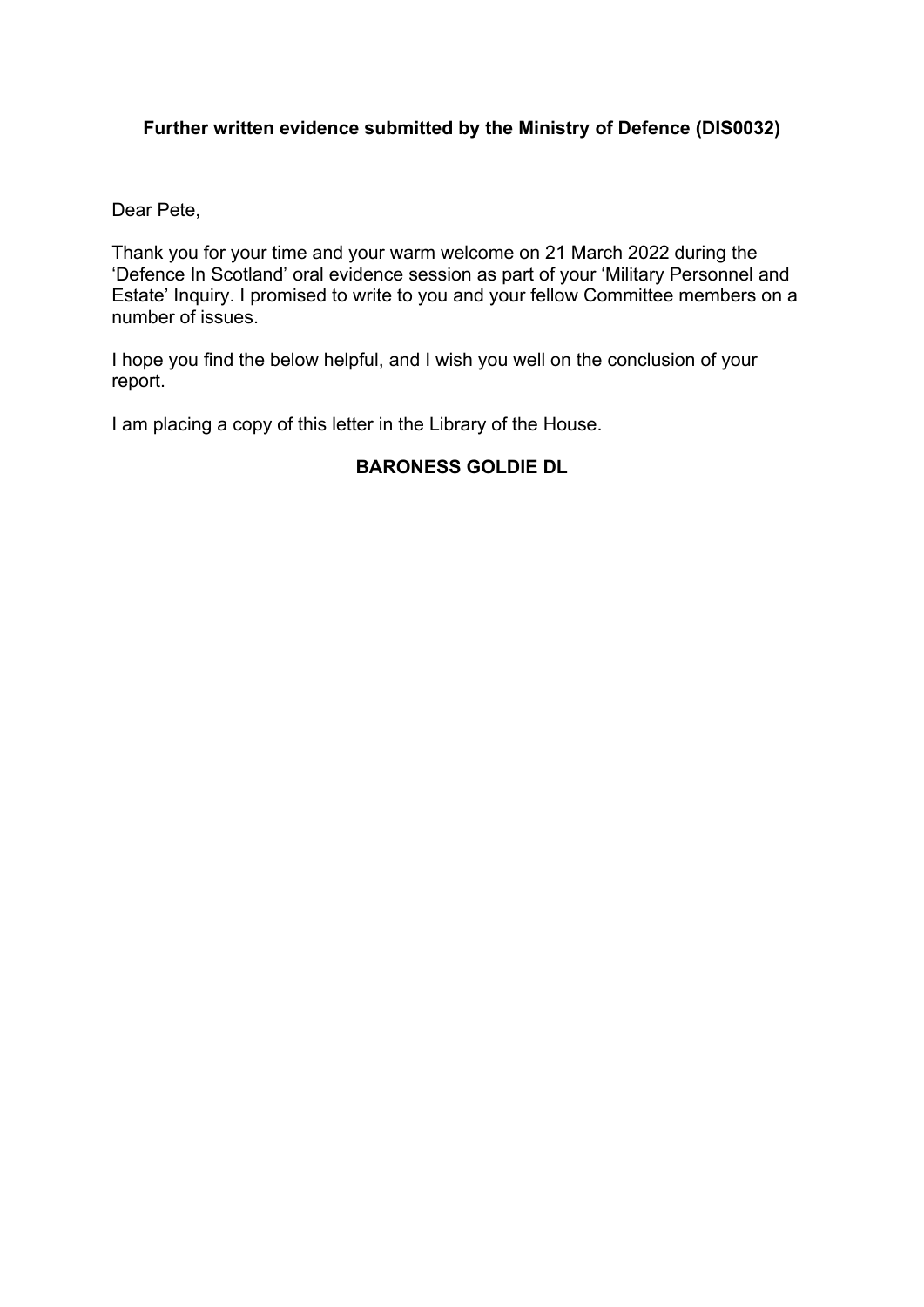**Further written evidence submitted by the Ministry of Defence (DIS0032)**

Dear Pete,

Thank you for your time and your warm welcome on 21 March 2022 during the 'Defence In Scotland' oral evidence session as part of your 'Military Personnel and Estate' Inquiry. I promised to write to you and your fellow Committee members on a number of issues.

I hope you find the below helpful, and I wish you well on the conclusion of your report.

I am placing a copy of this letter in the Library of the House.

**BARONESS GOLDIE DL**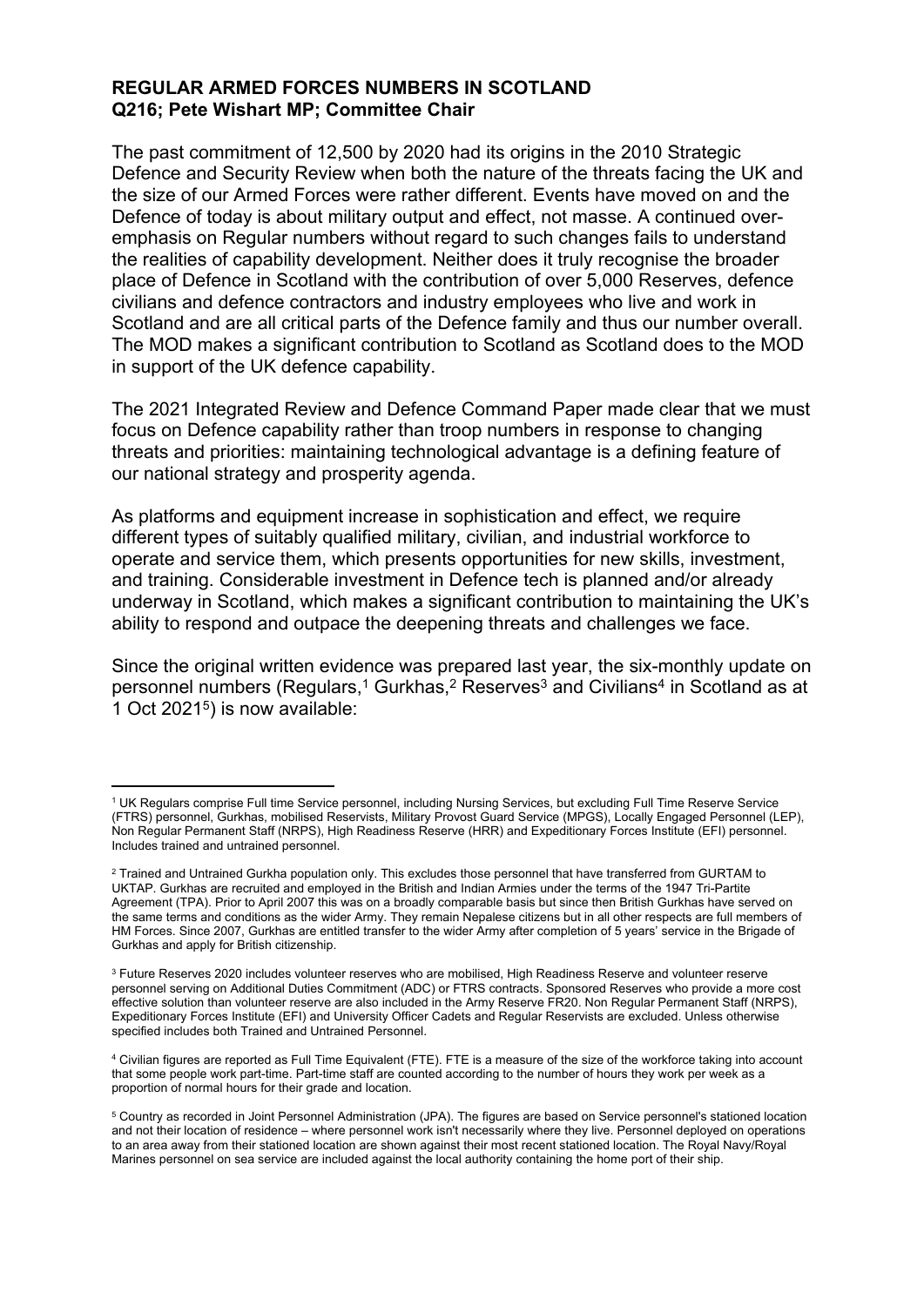**REGULAR ARMED FORCES NUMBERS IN SCOTLAND**
**Q216; Pete Wishart MP; Committee Chair**

The past commitment of 12,500 by 2020 had its origins in the 2010 Strategic Defence and Security Review when both the nature of the threats facing the UK and the size of our Armed Forces were rather different. Events have moved on and the Defence of today is about military output and effect, not masse. A continued over-emphasis on Regular numbers without regard to such changes fails to understand the realities of capability development. Neither does it truly recognise the broader place of Defence in Scotland with the contribution of over 5,000 Reserves, defence civilians and defence contractors and industry employees who live and work in Scotland and are all critical parts of the Defence family and thus our number overall. The MOD makes a significant contribution to Scotland as Scotland does to the MOD in support of the UK defence capability.

The 2021 Integrated Review and Defence Command Paper made clear that we must focus on Defence capability rather than troop numbers in response to changing threats and priorities: maintaining technological advantage is a defining feature of our national strategy and prosperity agenda.

As platforms and equipment increase in sophistication and effect, we require different types of suitably qualified military, civilian, and industrial workforce to operate and service them, which presents opportunities for new skills, investment, and training. Considerable investment in Defence tech is planned and/or already underway in Scotland, which makes a significant contribution to maintaining the UK's ability to respond and outpace the deepening threats and challenges we face.

Since the original written evidence was prepared last year, the six-monthly update on personnel numbers (Regulars,[1] Gurkhas,[2] Reserves[3] and Civilians[4] in Scotland as at 1 Oct 2021[5]) is now available:

---

[1] UK Regulars comprise Full time Service personnel, including Nursing Services, but excluding Full Time Reserve Service (FTRS) personnel, Gurkhas, mobilised Reservists, Military Provost Guard Service (MPGS), Locally Engaged Personnel (LEP), Non Regular Permanent Staff (NRPS), High Readiness Reserve (HRR) and Expeditionary Forces Institute (EFI) personnel. Includes trained and untrained personnel.

[2] Trained and Untrained Gurkha population only. This excludes those personnel that have transferred from GURTAM to UKTAP. Gurkhas are recruited and employed in the British and Indian Armies under the terms of the 1947 Tri-Partite Agreement (TPA). Prior to April 2007 this was on a broadly comparable basis but since then British Gurkhas have served on the same terms and conditions as the wider Army. They remain Nepalese citizens but in all other respects are full members of HM Forces. Since 2007, Gurkhas are entitled transfer to the wider Army after completion of 5 years' service in the Brigade of Gurkhas and apply for British citizenship.

[3] Future Reserves 2020 includes volunteer reserves who are mobilised, High Readiness Reserve and volunteer reserve personnel serving on Additional Duties Commitment (ADC) or FTRS contracts. Sponsored Reserves who provide a more cost effective solution than volunteer reserve are also included in the Army Reserve FR20. Non Regular Permanent Staff (NRPS), Expeditionary Forces Institute (EFI) and University Officer Cadets and Regular Reservists are excluded. Unless otherwise specified includes both Trained and Untrained Personnel.

[4] Civilian figures are reported as Full Time Equivalent (FTE). FTE is a measure of the size of the workforce taking into account that some people work part-time. Part-time staff are counted according to the number of hours they work per week as a proportion of normal hours for their grade and location.

[5] Country as recorded in Joint Personnel Administration (JPA). The figures are based on Service personnel's stationed location and not their location of residence – where personnel work isn't necessarily where they live. Personnel deployed on operations to an area away from their stationed location are shown against their most recent stationed location. The Royal Navy/Royal Marines personnel on sea service are included against the local authority containing the home port of their ship.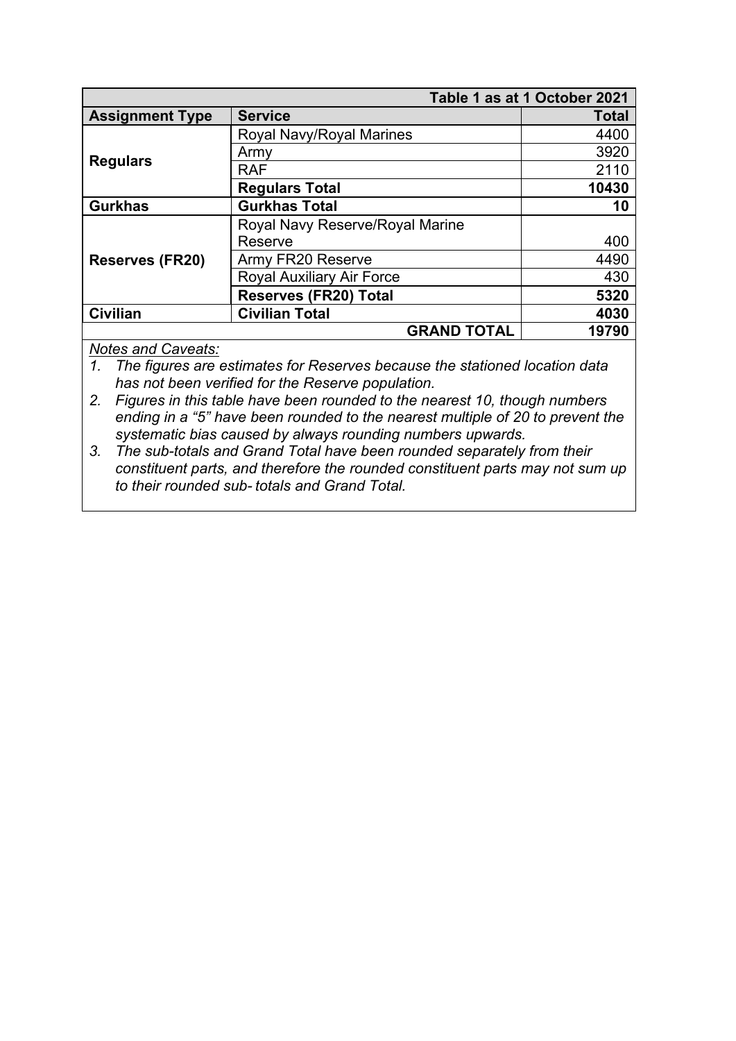| Table 1 as at 1 October 2021 | | |
|---|---|---|
| **Assignment Type** | **Service** | **Total** |
| **Regulars** | Royal Navy/Royal Marines | 4400 |
| | Army | 3920 |
| | RAF | 2110 |
| | **Regulars Total** | **10430** |
| **Gurkhas** | **Gurkhas Total** | **10** |
| **Reserves (FR20)** | Royal Navy Reserve/Royal Marine Reserve | 400 |
| | Army FR20 Reserve | 4490 |
| | Royal Auxiliary Air Force | 430 |
| | **Reserves (FR20) Total** | **5320** |
| **Civilian** | **Civilian Total** | **4030** |
| | **GRAND TOTAL** | **19790** |

*Notes and Caveats:*

1. *The figures are estimates for Reserves because the stationed location data has not been verified for the Reserve population.*
2. *Figures in this table have been rounded to the nearest 10, though numbers ending in a "5" have been rounded to the nearest multiple of 20 to prevent the systematic bias caused by always rounding numbers upwards.*
3. *The sub-totals and Grand Total have been rounded separately from their constituent parts, and therefore the rounded constituent parts may not sum up to their rounded sub- totals and Grand Total.*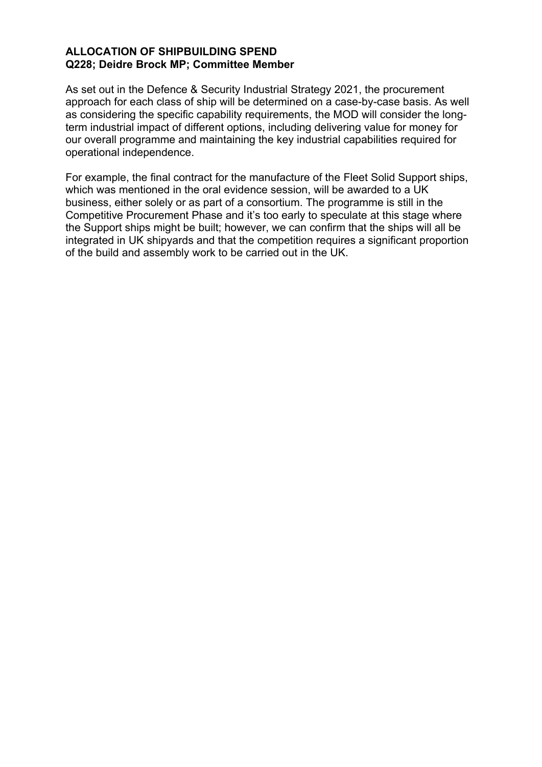**ALLOCATION OF SHIPBUILDING SPEND**
**Q228; Deidre Brock MP; Committee Member**

As set out in the Defence & Security Industrial Strategy 2021, the procurement approach for each class of ship will be determined on a case-by-case basis. As well as considering the specific capability requirements, the MOD will consider the long-term industrial impact of different options, including delivering value for money for our overall programme and maintaining the key industrial capabilities required for operational independence.

For example, the final contract for the manufacture of the Fleet Solid Support ships, which was mentioned in the oral evidence session, will be awarded to a UK business, either solely or as part of a consortium. The programme is still in the Competitive Procurement Phase and it's too early to speculate at this stage where the Support ships might be built; however, we can confirm that the ships will all be integrated in UK shipyards and that the competition requires a significant proportion of the build and assembly work to be carried out in the UK.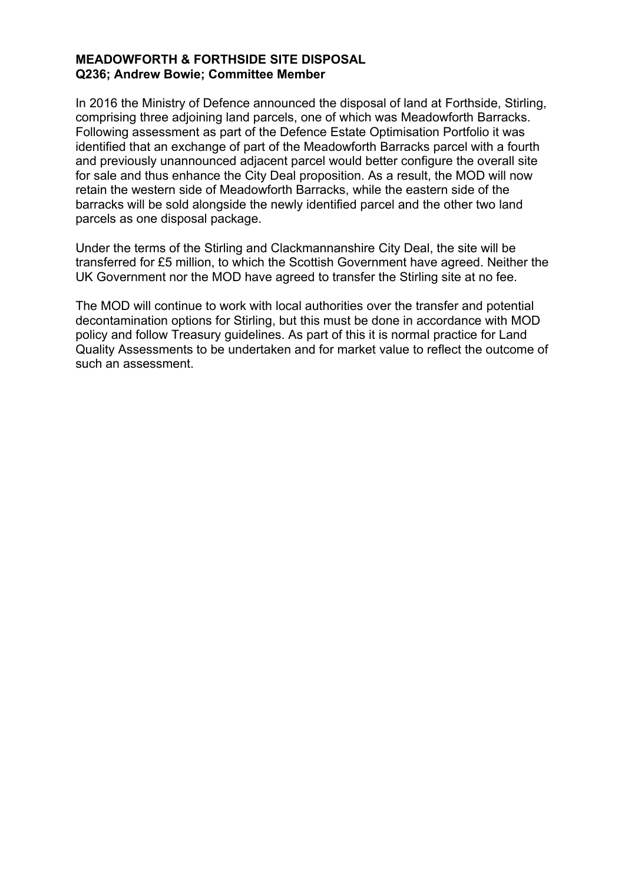**MEADOWFORTH & FORTHSIDE SITE DISPOSAL**
**Q236; Andrew Bowie; Committee Member**

In 2016 the Ministry of Defence announced the disposal of land at Forthside, Stirling, comprising three adjoining land parcels, one of which was Meadowforth Barracks. Following assessment as part of the Defence Estate Optimisation Portfolio it was identified that an exchange of part of the Meadowforth Barracks parcel with a fourth and previously unannounced adjacent parcel would better configure the overall site for sale and thus enhance the City Deal proposition. As a result, the MOD will now retain the western side of Meadowforth Barracks, while the eastern side of the barracks will be sold alongside the newly identified parcel and the other two land parcels as one disposal package.

Under the terms of the Stirling and Clackmannanshire City Deal, the site will be transferred for £5 million, to which the Scottish Government have agreed. Neither the UK Government nor the MOD have agreed to transfer the Stirling site at no fee.

The MOD will continue to work with local authorities over the transfer and potential decontamination options for Stirling, but this must be done in accordance with MOD policy and follow Treasury guidelines. As part of this it is normal practice for Land Quality Assessments to be undertaken and for market value to reflect the outcome of such an assessment.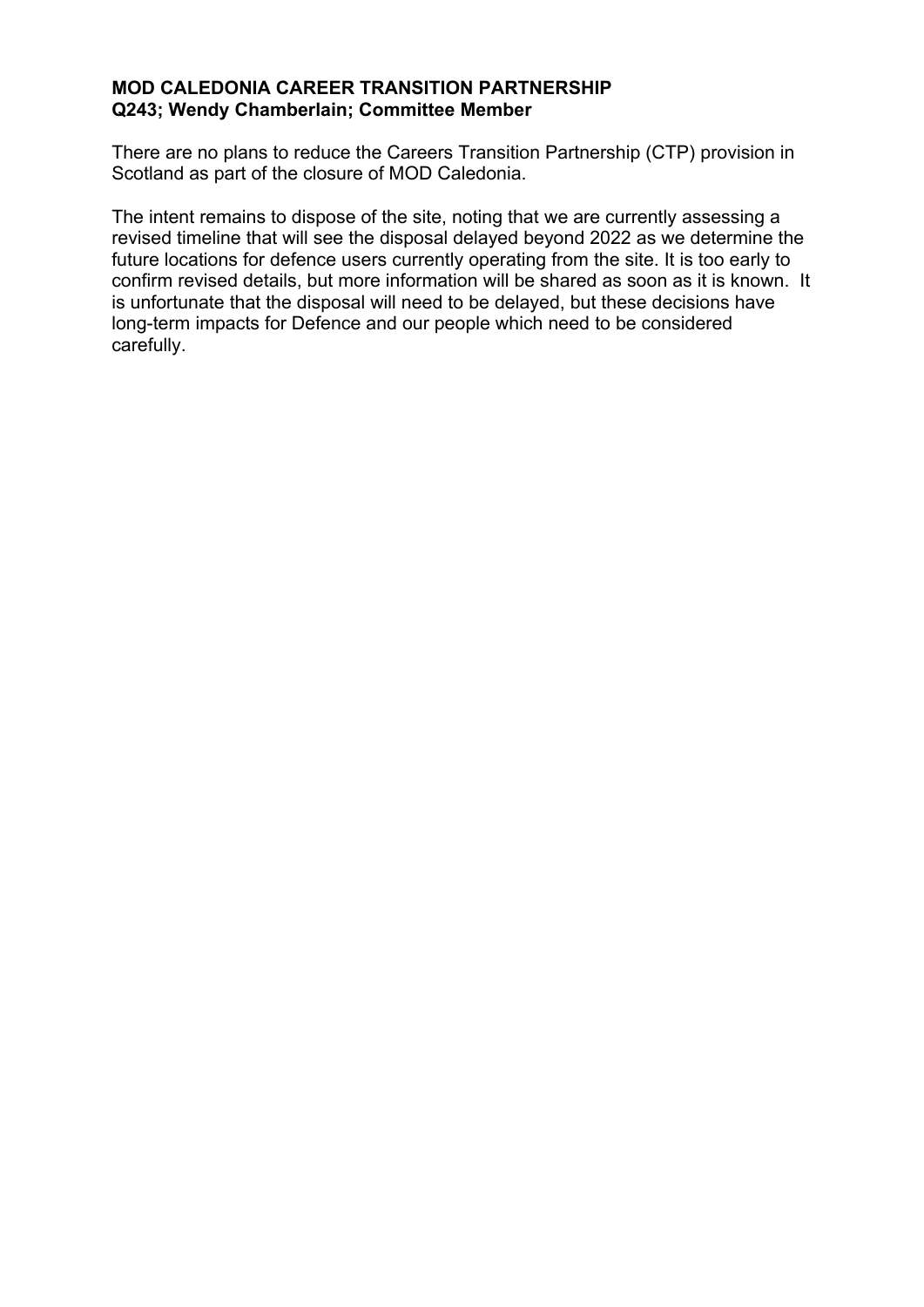**MOD CALEDONIA CAREER TRANSITION PARTNERSHIP**
**Q243; Wendy Chamberlain; Committee Member**

There are no plans to reduce the Careers Transition Partnership (CTP) provision in Scotland as part of the closure of MOD Caledonia.

The intent remains to dispose of the site, noting that we are currently assessing a revised timeline that will see the disposal delayed beyond 2022 as we determine the future locations for defence users currently operating from the site. It is too early to confirm revised details, but more information will be shared as soon as it is known. It is unfortunate that the disposal will need to be delayed, but these decisions have long-term impacts for Defence and our people which need to be considered carefully.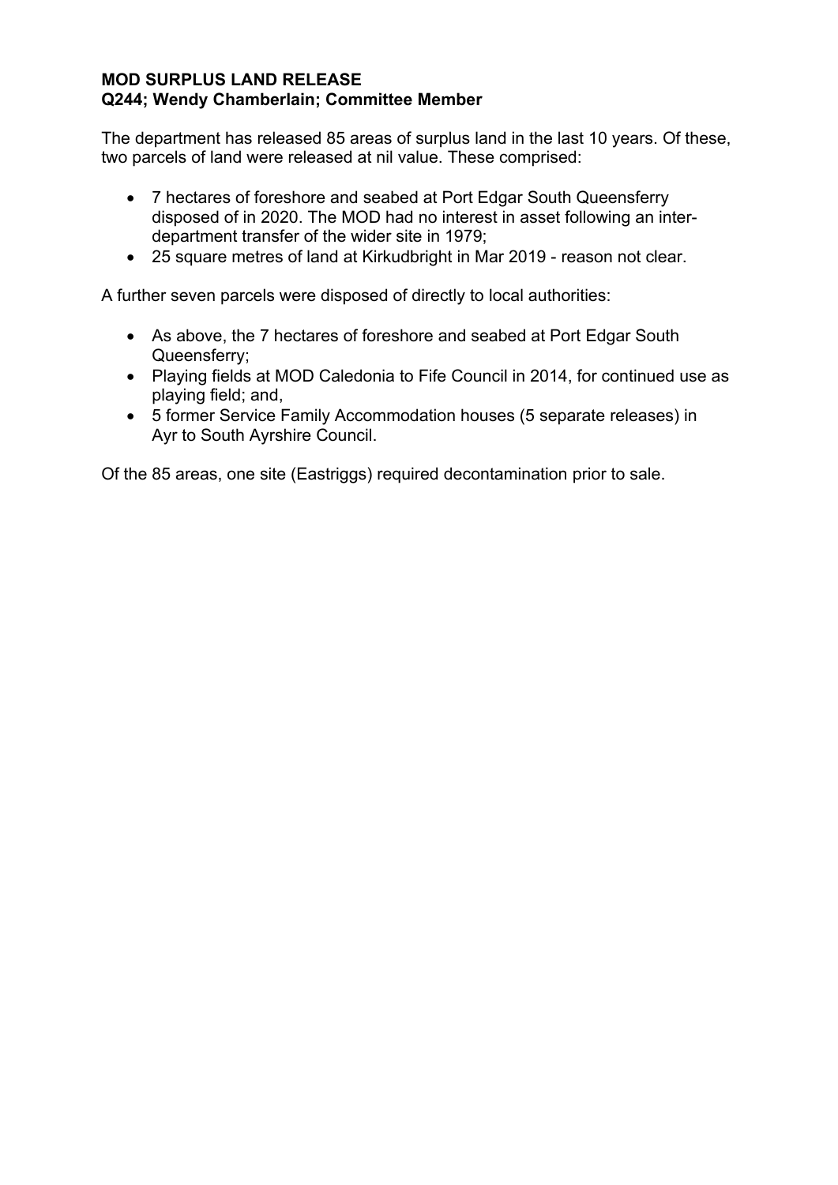**MOD SURPLUS LAND RELEASE**
**Q244; Wendy Chamberlain; Committee Member**

The department has released 85 areas of surplus land in the last 10 years. Of these, two parcels of land were released at nil value. These comprised:

- 7 hectares of foreshore and seabed at Port Edgar South Queensferry disposed of in 2020. The MOD had no interest in asset following an inter-department transfer of the wider site in 1979;
- 25 square metres of land at Kirkudbright in Mar 2019 - reason not clear.

A further seven parcels were disposed of directly to local authorities:

- As above, the 7 hectares of foreshore and seabed at Port Edgar South Queensferry;
- Playing fields at MOD Caledonia to Fife Council in 2014, for continued use as playing field; and,
- 5 former Service Family Accommodation houses (5 separate releases) in Ayr to South Ayrshire Council.

Of the 85 areas, one site (Eastriggs) required decontamination prior to sale.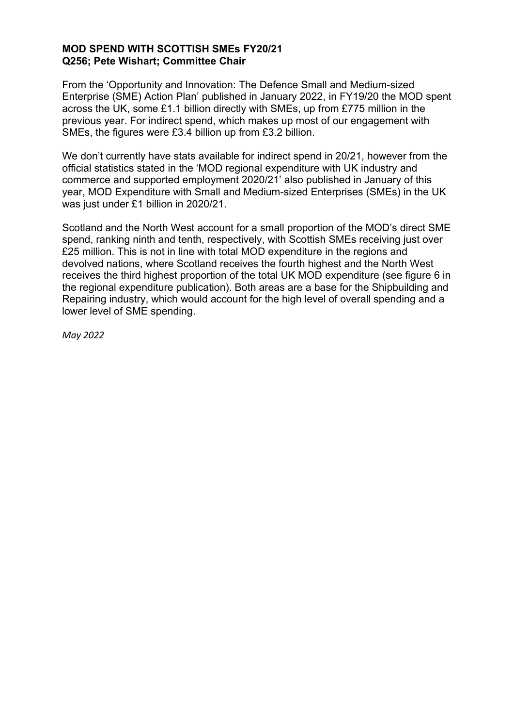**MOD SPEND WITH SCOTTISH SMEs FY20/21**
**Q256; Pete Wishart; Committee Chair**

From the 'Opportunity and Innovation: The Defence Small and Medium-sized Enterprise (SME) Action Plan' published in January 2022, in FY19/20 the MOD spent across the UK, some £1.1 billion directly with SMEs, up from £775 million in the previous year. For indirect spend, which makes up most of our engagement with SMEs, the figures were £3.4 billion up from £3.2 billion.

We don't currently have stats available for indirect spend in 20/21, however from the official statistics stated in the 'MOD regional expenditure with UK industry and commerce and supported employment 2020/21' also published in January of this year, MOD Expenditure with Small and Medium-sized Enterprises (SMEs) in the UK was just under £1 billion in 2020/21.

Scotland and the North West account for a small proportion of the MOD's direct SME spend, ranking ninth and tenth, respectively, with Scottish SMEs receiving just over £25 million. This is not in line with total MOD expenditure in the regions and devolved nations, where Scotland receives the fourth highest and the North West receives the third highest proportion of the total UK MOD expenditure (see figure 6 in the regional expenditure publication). Both areas are a base for the Shipbuilding and Repairing industry, which would account for the high level of overall spending and a lower level of SME spending.

*May 2022*